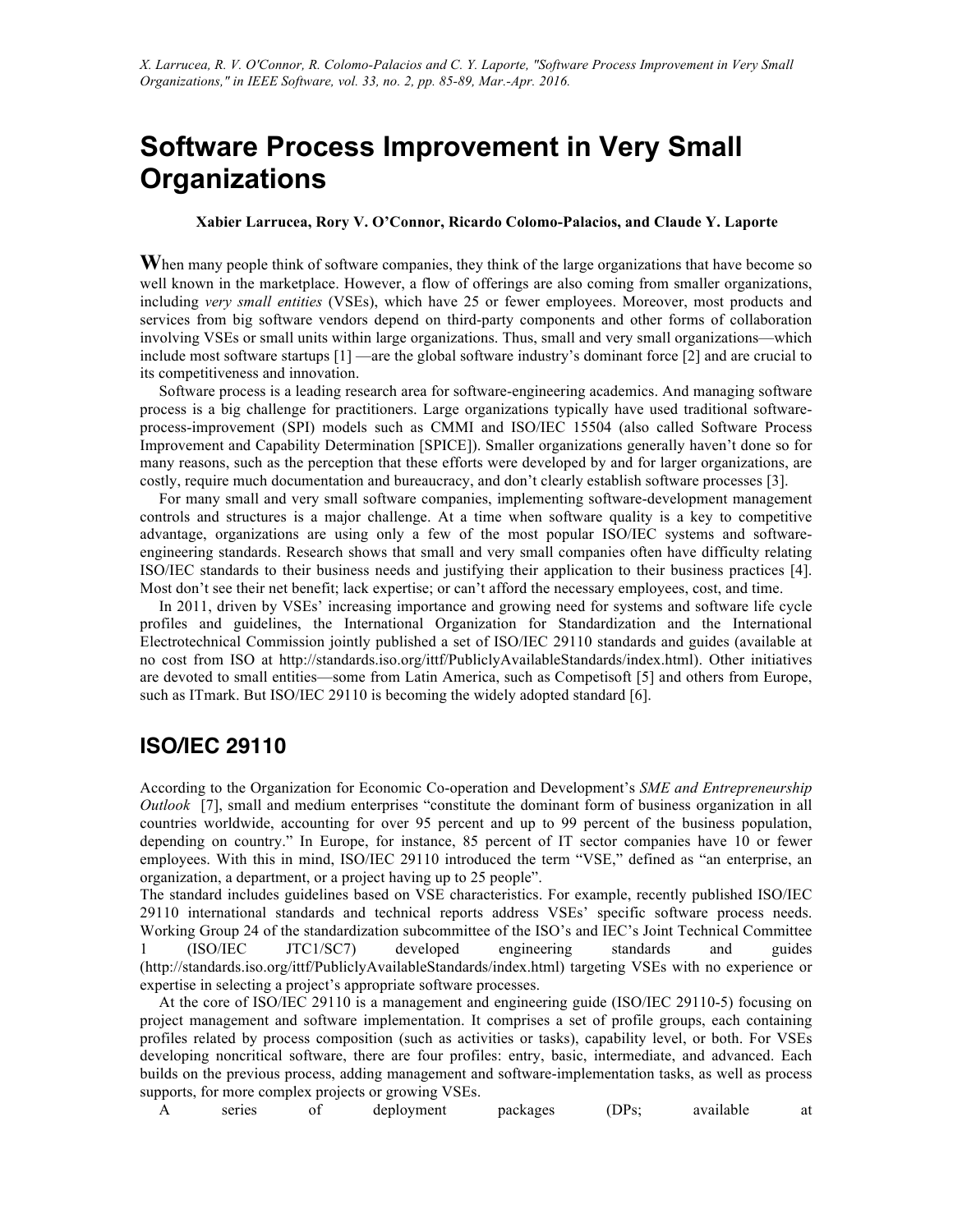X. Larrucea, R. V. O'Connor, R. Colomo-Palacios and C. Y. Laporte, "Software Process Improvement in Very Small Organizations," in IEEE Software, vol. 33, no. 2, pp. 85-89, Mar.-Apr. 2016.

# Software Process Improvement in Very Small Organizations

**Xabier Larrucea, Rory V. O'Connor, Ricardo Colomo-Palacios, and Claude Y. Laporte**

**W**hen many people think of software companies, they think of the large organizations that have become so well known in the marketplace. However, a flow of offerings are also coming from smaller organizations, including *very small entities* (VSEs), which have 25 or fewer employees. Moreover, most products and services from big software vendors depend on third-party components and other forms of collaboration involving VSEs or small units within large organizations. Thus, small and very small organizations—which include most software startups [1] —are the global software industry's dominant force [2] and are crucial to its competitiveness and innovation.

Software process is a leading research area for software-engineering academics. And managing software process is a big challenge for practitioners. Large organizations typically have used traditional software-process-improvement (SPI) models such as CMMI and ISO/IEC 15504 (also called Software Process Improvement and Capability Determination [SPICE]). Smaller organizations generally haven't done so for many reasons, such as the perception that these efforts were developed by and for larger organizations, are costly, require much documentation and bureaucracy, and don't clearly establish software processes [3].

For many small and very small software companies, implementing software-development management controls and structures is a major challenge. At a time when software quality is a key to competitive advantage, organizations are using only a few of the most popular ISO/IEC systems and software-engineering standards. Research shows that small and very small companies often have difficulty relating ISO/IEC standards to their business needs and justifying their application to their business practices [4]. Most don't see their net benefit; lack expertise; or can't afford the necessary employees, cost, and time.

In 2011, driven by VSEs' increasing importance and growing need for systems and software life cycle profiles and guidelines, the International Organization for Standardization and the International Electrotechnical Commission jointly published a set of ISO/IEC 29110 standards and guides (available at no cost from ISO at http://standards.iso.org/ittf/PubliclyAvailableStandards/index.html). Other initiatives are devoted to small entities—some from Latin America, such as Competisoft [5] and others from Europe, such as ITmark. But ISO/IEC 29110 is becoming the widely adopted standard [6].

## ISO/IEC 29110

According to the Organization for Economic Co-operation and Development's *SME and Entrepreneurship Outlook* [7], small and medium enterprises "constitute the dominant form of business organization in all countries worldwide, accounting for over 95 percent and up to 99 percent of the business population, depending on country." In Europe, for instance, 85 percent of IT sector companies have 10 or fewer employees. With this in mind, ISO/IEC 29110 introduced the term "VSE," defined as "an enterprise, an organization, a department, or a project having up to 25 people".

The standard includes guidelines based on VSE characteristics. For example, recently published ISO/IEC 29110 international standards and technical reports address VSEs' specific software process needs. Working Group 24 of the standardization subcommittee of the ISO's and IEC's Joint Technical Committee 1 (ISO/IEC JTC1/SC7) developed engineering standards and guides (http://standards.iso.org/ittf/PubliclyAvailableStandards/index.html) targeting VSEs with no experience or expertise in selecting a project's appropriate software processes.

At the core of ISO/IEC 29110 is a management and engineering guide (ISO/IEC 29110-5) focusing on project management and software implementation. It comprises a set of profile groups, each containing profiles related by process composition (such as activities or tasks), capability level, or both. For VSEs developing noncritical software, there are four profiles: entry, basic, intermediate, and advanced. Each builds on the previous process, adding management and software-implementation tasks, as well as process supports, for more complex projects or growing VSEs.

A series of deployment packages (DPs; available at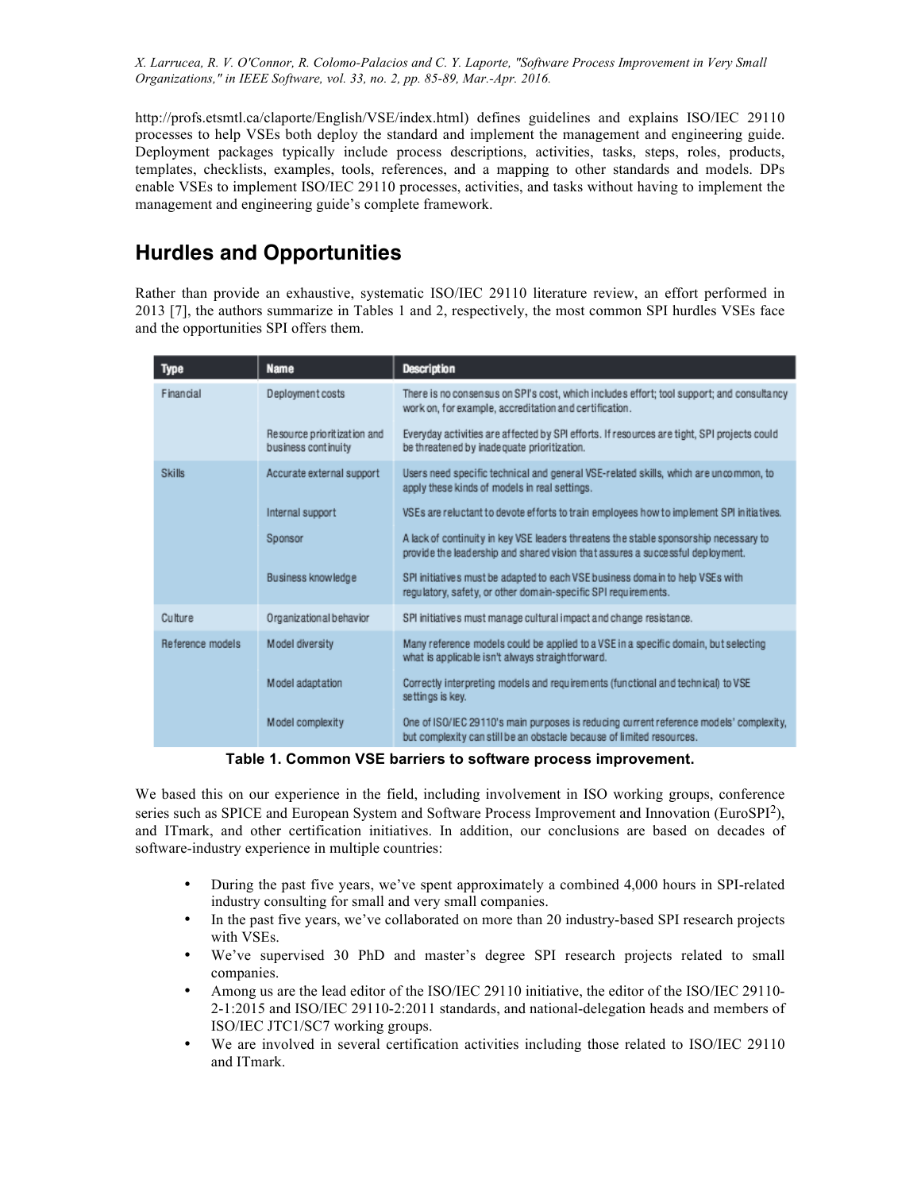http://profs.etsmtl.ca/claporte/English/VSE/index.html) defines guidelines and explains ISO/IEC 29110 processes to help VSEs both deploy the standard and implement the management and engineering guide. Deployment packages typically include process descriptions, activities, tasks, steps, roles, products, templates, checklists, examples, tools, references, and a mapping to other standards and models. DPs enable VSEs to implement ISO/IEC 29110 processes, activities, and tasks without having to implement the management and engineering guide's complete framework.

## Hurdles and Opportunities

Rather than provide an exhaustive, systematic ISO/IEC 29110 literature review, an effort performed in 2013 [7], the authors summarize in Tables 1 and 2, respectively, the most common SPI hurdles VSEs face and the opportunities SPI offers them.

| Type | Name | Description |
|---|---|---|
| Financial | Deployment costs | There is no consensus on SPI's cost, which includes effort; tool support; and consultancy work on, for example, accreditation and certification. |
| | Resource prioritization and business continuity | Everyday activities are affected by SPI efforts. If resources are tight, SPI projects could be threatened by inadequate prioritization. |
| Skills | Accurate external support | Users need specific technical and general VSE-related skills, which are uncommon, to apply these kinds of models in real settings. |
| | Internal support | VSEs are reluctant to devote efforts to train employees how to implement SPI initiatives. |
| | Sponsor | A lack of continuity in key VSE leaders threatens the stable sponsorship necessary to provide the leadership and shared vision that assures a successful deployment. |
| | Business knowledge | SPI initiatives must be adapted to each VSE business domain to help VSEs with regulatory, safety, or other domain-specific SPI requirements. |
| Culture | Organizational behavior | SPI initiatives must manage cultural impact and change resistance. |
| Reference models | Model diversity | Many reference models could be applied to a VSE in a specific domain, but selecting what is applicable isn't always straightforward. |
| | Model adaptation | Correctly interpreting models and requirements (functional and technical) to VSE settings is key. |
| | Model complexity | One of ISO/IEC 29110's main purposes is reducing current reference models' complexity, but complexity can still be an obstacle because of limited resources. |

**Table 1. Common VSE barriers to software process improvement.**

We based this on our experience in the field, including involvement in ISO working groups, conference series such as SPICE and European System and Software Process Improvement and Innovation (EuroSPI[2]), and ITmark, and other certification initiatives. In addition, our conclusions are based on decades of software-industry experience in multiple countries:

- During the past five years, we've spent approximately a combined 4,000 hours in SPI-related industry consulting for small and very small companies.
- In the past five years, we've collaborated on more than 20 industry-based SPI research projects with VSEs.
- We've supervised 30 PhD and master's degree SPI research projects related to small companies.
- Among us are the lead editor of the ISO/IEC 29110 initiative, the editor of the ISO/IEC 29110-2-1:2015 and ISO/IEC 29110-2:2011 standards, and national-delegation heads and members of ISO/IEC JTC1/SC7 working groups.
- We are involved in several certification activities including those related to ISO/IEC 29110 and ITmark.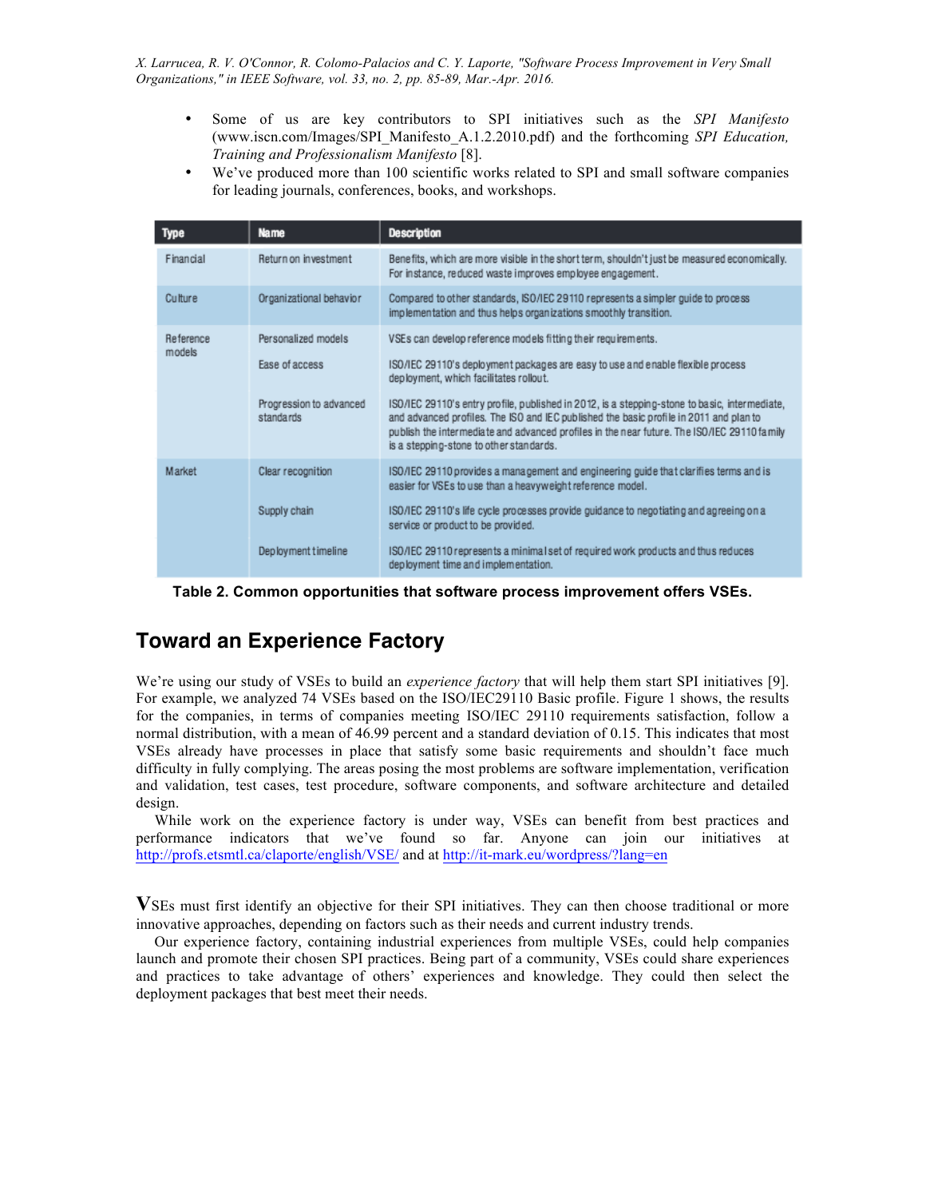- Some of us are key contributors to SPI initiatives such as the *SPI Manifesto* (www.iscn.com/Images/SPI_Manifesto_A.1.2.2010.pdf) and the forthcoming *SPI Education, Training and Professionalism Manifesto* [8].
- We've produced more than 100 scientific works related to SPI and small software companies for leading journals, conferences, books, and workshops.

| Type | Name | Description |
|---|---|---|
| Financial | Return on investment | Benefits, which are more visible in the short term, shouldn't just be measured economically. For instance, reduced waste improves employee engagement. |
| Culture | Organizational behavior | Compared to other standards, ISO/IEC 29110 represents a simpler guide to process implementation and thus helps organizations smoothly transition. |
| Reference models | Personalized models | VSEs can develop reference models fitting their requirements. |
| | Ease of access | ISO/IEC 29110's deployment packages are easy to use and enable flexible process deployment, which facilitates rollout. |
| | Progression to advanced standards | ISO/IEC 29110's entry profile, published in 2012, is a stepping-stone to basic, intermediate, and advanced profiles. The ISO and IEC published the basic profile in 2011 and plan to publish the intermediate and advanced profiles in the near future. The ISO/IEC 29110 family is a stepping-stone to other standards. |
| Market | Clear recognition | ISO/IEC 29110 provides a management and engineering guide that clarifies terms and is easier for VSEs to use than a heavyweight reference model. |
| | Supply chain | ISO/IEC 29110's life cycle processes provide guidance to negotiating and agreeing on a service or product to be provided. |
| | Deployment timeline | ISO/IEC 29110 represents a minimal set of required work products and thus reduces deployment time and implementation. |

**Table 2. Common opportunities that software process improvement offers VSEs.**

## Toward an Experience Factory

We're using our study of VSEs to build an *experience factory* that will help them start SPI initiatives [9]. For example, we analyzed 74 VSEs based on the ISO/IEC29110 Basic profile. Figure 1 shows, the results for the companies, in terms of companies meeting ISO/IEC 29110 requirements satisfaction, follow a normal distribution, with a mean of 46.99 percent and a standard deviation of 0.15. This indicates that most VSEs already have processes in place that satisfy some basic requirements and shouldn't face much difficulty in fully complying. The areas posing the most problems are software implementation, verification and validation, test cases, test procedure, software components, and software architecture and detailed design.

While work on the experience factory is under way, VSEs can benefit from best practices and performance indicators that we've found so far. Anyone can join our initiatives at http://profs.etsmtl.ca/claporte/english/VSE/ and at http://it-mark.eu/wordpress/?lang=en

VSEs must first identify an objective for their SPI initiatives. They can then choose traditional or more innovative approaches, depending on factors such as their needs and current industry trends.

Our experience factory, containing industrial experiences from multiple VSEs, could help companies launch and promote their chosen SPI practices. Being part of a community, VSEs could share experiences and practices to take advantage of others' experiences and knowledge. They could then select the deployment packages that best meet their needs.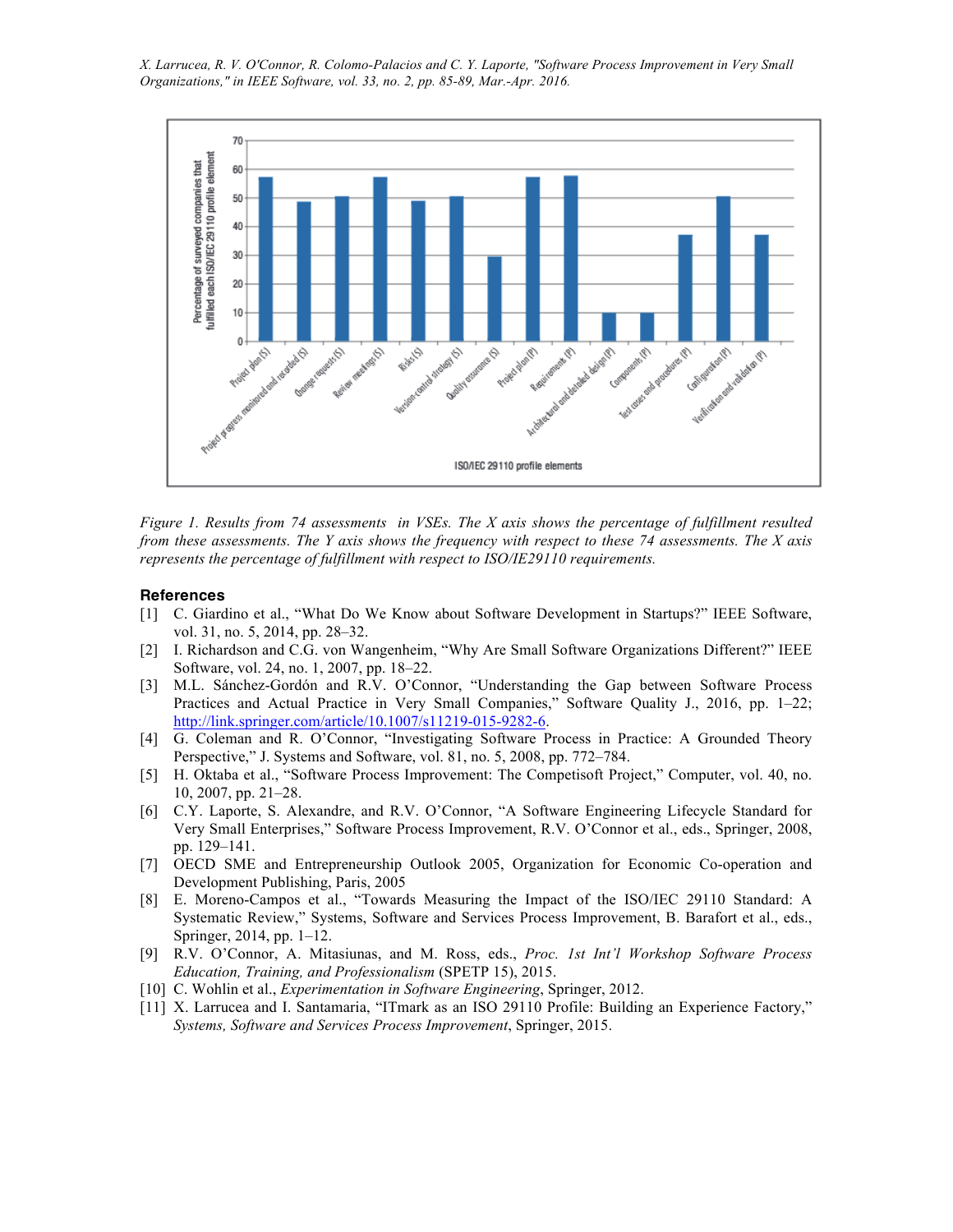*Figure 1. Results from 74 assessments in VSEs. The X axis shows the percentage of fulfillment resulted from these assessments. The Y axis shows the frequency with respect to these 74 assessments. The X axis represents the percentage of fulfillment with respect to ISO/IE29110 requirements.*

## References

[1] C. Giardino et al., "What Do We Know about Software Development in Startups?" IEEE Software, vol. 31, no. 5, 2014, pp. 28–32.

[2] I. Richardson and C.G. von Wangenheim, "Why Are Small Software Organizations Different?" IEEE Software, vol. 24, no. 1, 2007, pp. 18–22.

[3] M.L. Sánchez-Gordón and R.V. O'Connor, "Understanding the Gap between Software Process Practices and Actual Practice in Very Small Companies," Software Quality J., 2016, pp. 1–22; http://link.springer.com/article/10.1007/s11219-015-9282-6.

[4] G. Coleman and R. O'Connor, "Investigating Software Process in Practice: A Grounded Theory Perspective," J. Systems and Software, vol. 81, no. 5, 2008, pp. 772–784.

[5] H. Oktaba et al., "Software Process Improvement: The Competisoft Project," Computer, vol. 40, no. 10, 2007, pp. 21–28.

[6] C.Y. Laporte, S. Alexandre, and R.V. O'Connor, "A Software Engineering Lifecycle Standard for Very Small Enterprises," Software Process Improvement, R.V. O'Connor et al., eds., Springer, 2008, pp. 129–141.

[7] OECD SME and Entrepreneurship Outlook 2005, Organization for Economic Co-operation and Development Publishing, Paris, 2005

[8] E. Moreno-Campos et al., "Towards Measuring the Impact of the ISO/IEC 29110 Standard: A Systematic Review," Systems, Software and Services Process Improvement, B. Barafort et al., eds., Springer, 2014, pp. 1–12.

[9] R.V. O'Connor, A. Mitasiunas, and M. Ross, eds., *Proc. 1st Int'l Workshop Software Process Education, Training, and Professionalism* (SPETP 15), 2015.

[10] C. Wohlin et al., *Experimentation in Software Engineering*, Springer, 2012.

[11] X. Larrucea and I. Santamaria, "ITmark as an ISO 29110 Profile: Building an Experience Factory," *Systems, Software and Services Process Improvement*, Springer, 2015.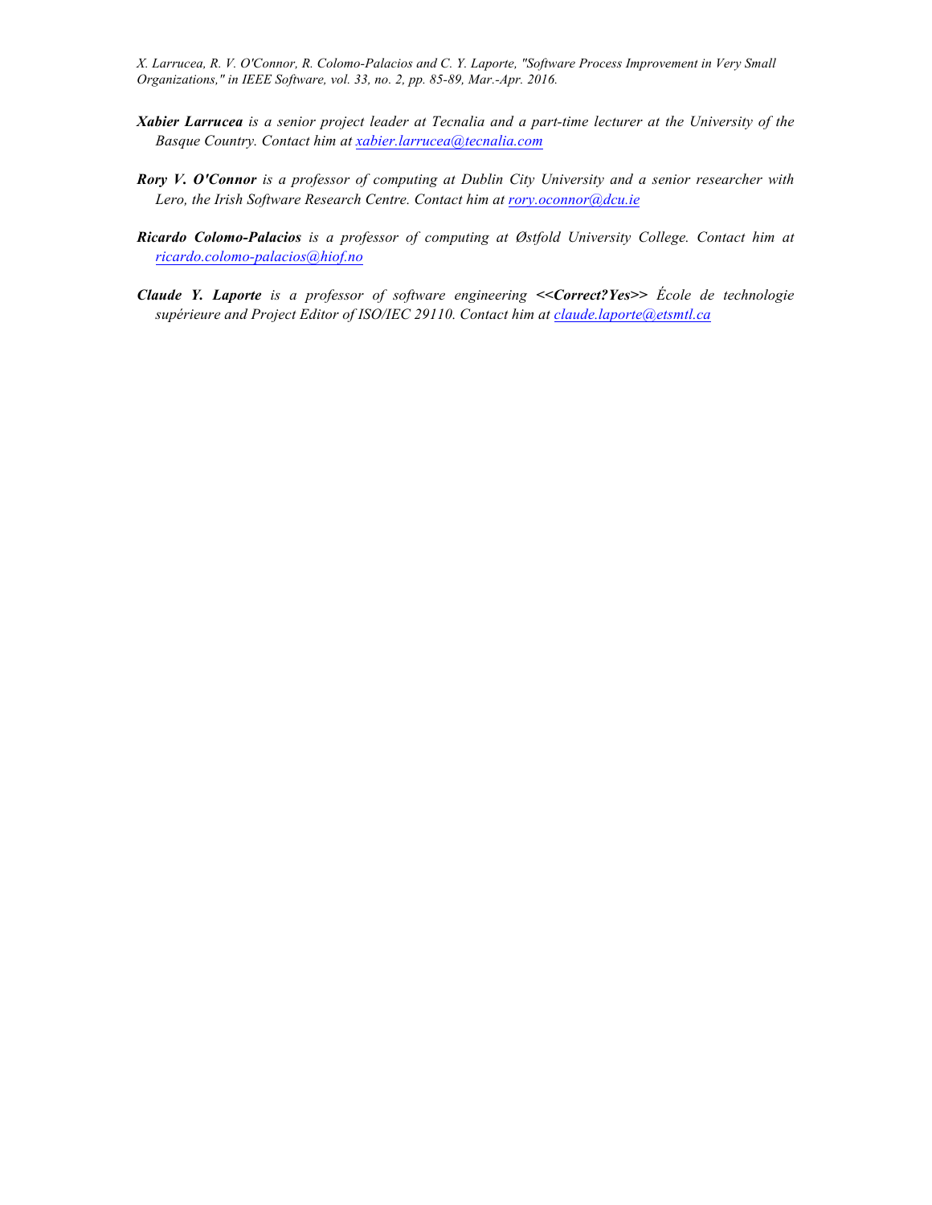*X. Larrucea, R. V. O'Connor, R. Colomo-Palacios and C. Y. Laporte, "Software Process Improvement in Very Small Organizations," in IEEE Software, vol. 33, no. 2, pp. 85-89, Mar.-Apr. 2016.*

***Xabier Larrucea*** *is a senior project leader at Tecnalia and a part-time lecturer at the University of the Basque Country. Contact him at [xabier.larrucea@tecnalia.com](mailto:xabier.larrucea@tecnalia.com)*

***Rory V. O'Connor*** *is a professor of computing at Dublin City University and a senior researcher with Lero, the Irish Software Research Centre. Contact him at [rory.oconnor@dcu.ie](mailto:rory.oconnor@dcu.ie)*

***Ricardo Colomo-Palacios*** *is a professor of computing at Østfold University College. Contact him at [ricardo.colomo-palacios@hiof.no](mailto:ricardo.colomo-palacios@hiof.no)*

***Claude Y. Laporte*** *is a professor of software engineering* ***<<Correct?Yes>>*** *École de technologie supérieure and Project Editor of ISO/IEC 29110. Contact him at [claude.laporte@etsmtl.ca](mailto:claude.laporte@etsmtl.ca)*